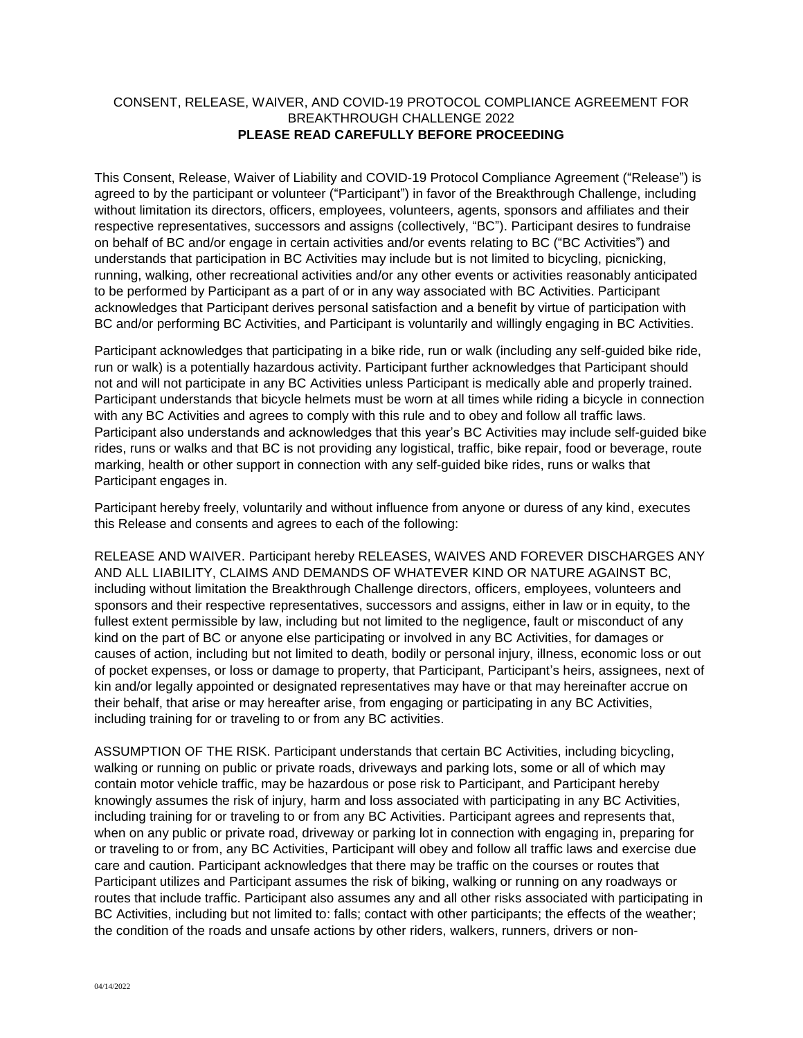# CONSENT, RELEASE, WAIVER, AND COVID-19 PROTOCOL COMPLIANCE AGREEMENT FOR BREAKTHROUGH CHALLENGE 2022

**PLEASE READ CAREFULLY BEFORE PROCEEDING**

This Consent, Release, Waiver of Liability and COVID-19 Protocol Compliance Agreement ("Release") is agreed to by the participant or volunteer ("Participant") in favor of the Breakthrough Challenge, including without limitation its directors, officers, employees, volunteers, agents, sponsors and affiliates and their respective representatives, successors and assigns (collectively, "BC"). Participant desires to fundraise on behalf of BC and/or engage in certain activities and/or events relating to BC ("BC Activities") and understands that participation in BC Activities may include but is not limited to bicycling, picnicking, running, walking, other recreational activities and/or any other events or activities reasonably anticipated to be performed by Participant as a part of or in any way associated with BC Activities. Participant acknowledges that Participant derives personal satisfaction and a benefit by virtue of participation with BC and/or performing BC Activities, and Participant is voluntarily and willingly engaging in BC Activities.

Participant acknowledges that participating in a bike ride, run or walk (including any self-guided bike ride, run or walk) is a potentially hazardous activity. Participant further acknowledges that Participant should not and will not participate in any BC Activities unless Participant is medically able and properly trained. Participant understands that bicycle helmets must be worn at all times while riding a bicycle in connection with any BC Activities and agrees to comply with this rule and to obey and follow all traffic laws. Participant also understands and acknowledges that this year's BC Activities may include self-guided bike rides, runs or walks and that BC is not providing any logistical, traffic, bike repair, food or beverage, route marking, health or other support in connection with any self-guided bike rides, runs or walks that Participant engages in.

Participant hereby freely, voluntarily and without influence from anyone or duress of any kind, executes this Release and consents and agrees to each of the following:

RELEASE AND WAIVER. Participant hereby RELEASES, WAIVES AND FOREVER DISCHARGES ANY AND ALL LIABILITY, CLAIMS AND DEMANDS OF WHATEVER KIND OR NATURE AGAINST BC, including without limitation the Breakthrough Challenge directors, officers, employees, volunteers and sponsors and their respective representatives, successors and assigns, either in law or in equity, to the fullest extent permissible by law, including but not limited to the negligence, fault or misconduct of any kind on the part of BC or anyone else participating or involved in any BC Activities, for damages or causes of action, including but not limited to death, bodily or personal injury, illness, economic loss or out of pocket expenses, or loss or damage to property, that Participant, Participant's heirs, assignees, next of kin and/or legally appointed or designated representatives may have or that may hereinafter accrue on their behalf, that arise or may hereafter arise, from engaging or participating in any BC Activities, including training for or traveling to or from any BC activities.

ASSUMPTION OF THE RISK. Participant understands that certain BC Activities, including bicycling, walking or running on public or private roads, driveways and parking lots, some or all of which may contain motor vehicle traffic, may be hazardous or pose risk to Participant, and Participant hereby knowingly assumes the risk of injury, harm and loss associated with participating in any BC Activities, including training for or traveling to or from any BC Activities. Participant agrees and represents that, when on any public or private road, driveway or parking lot in connection with engaging in, preparing for or traveling to or from, any BC Activities, Participant will obey and follow all traffic laws and exercise due care and caution. Participant acknowledges that there may be traffic on the courses or routes that Participant utilizes and Participant assumes the risk of biking, walking or running on any roadways or routes that include traffic. Participant also assumes any and all other risks associated with participating in BC Activities, including but not limited to: falls; contact with other participants; the effects of the weather; the condition of the roads and unsafe actions by other riders, walkers, runners, drivers or non-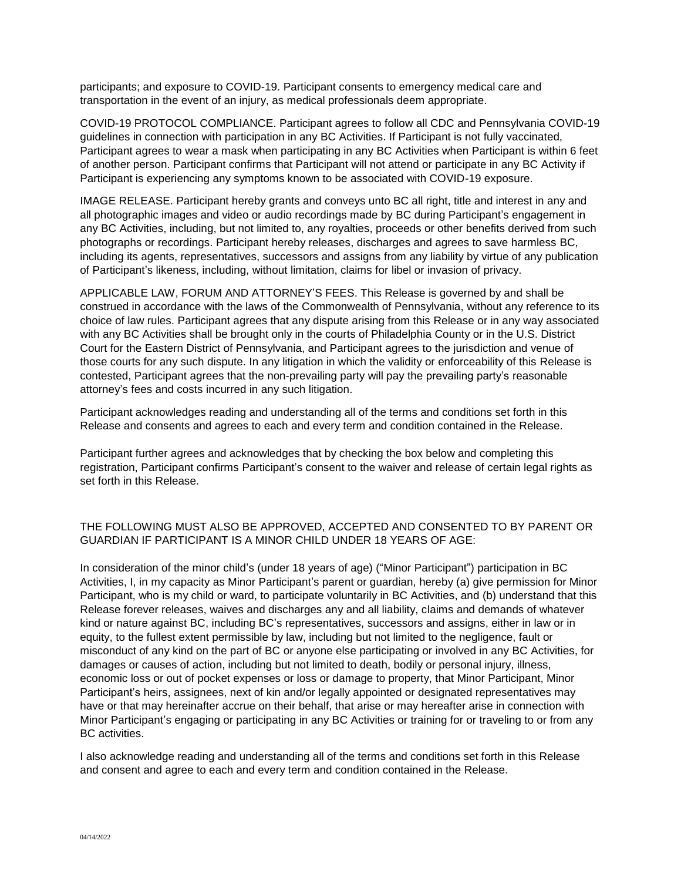participants; and exposure to COVID-19. Participant consents to emergency medical care and transportation in the event of an injury, as medical professionals deem appropriate.

COVID-19 PROTOCOL COMPLIANCE. Participant agrees to follow all CDC and Pennsylvania COVID-19 guidelines in connection with participation in any BC Activities. If Participant is not fully vaccinated, Participant agrees to wear a mask when participating in any BC Activities when Participant is within 6 feet of another person. Participant confirms that Participant will not attend or participate in any BC Activity if Participant is experiencing any symptoms known to be associated with COVID-19 exposure.

IMAGE RELEASE. Participant hereby grants and conveys unto BC all right, title and interest in any and all photographic images and video or audio recordings made by BC during Participant's engagement in any BC Activities, including, but not limited to, any royalties, proceeds or other benefits derived from such photographs or recordings. Participant hereby releases, discharges and agrees to save harmless BC, including its agents, representatives, successors and assigns from any liability by virtue of any publication of Participant's likeness, including, without limitation, claims for libel or invasion of privacy.

APPLICABLE LAW, FORUM AND ATTORNEY'S FEES. This Release is governed by and shall be construed in accordance with the laws of the Commonwealth of Pennsylvania, without any reference to its choice of law rules. Participant agrees that any dispute arising from this Release or in any way associated with any BC Activities shall be brought only in the courts of Philadelphia County or in the U.S. District Court for the Eastern District of Pennsylvania, and Participant agrees to the jurisdiction and venue of those courts for any such dispute. In any litigation in which the validity or enforceability of this Release is contested, Participant agrees that the non-prevailing party will pay the prevailing party's reasonable attorney's fees and costs incurred in any such litigation.

Participant acknowledges reading and understanding all of the terms and conditions set forth in this Release and consents and agrees to each and every term and condition contained in the Release.

Participant further agrees and acknowledges that by checking the box below and completing this registration, Participant confirms Participant's consent to the waiver and release of certain legal rights as set forth in this Release.

THE FOLLOWING MUST ALSO BE APPROVED, ACCEPTED AND CONSENTED TO BY PARENT OR GUARDIAN IF PARTICIPANT IS A MINOR CHILD UNDER 18 YEARS OF AGE:

In consideration of the minor child's (under 18 years of age) ("Minor Participant") participation in BC Activities, I, in my capacity as Minor Participant's parent or guardian, hereby (a) give permission for Minor Participant, who is my child or ward, to participate voluntarily in BC Activities, and (b) understand that this Release forever releases, waives and discharges any and all liability, claims and demands of whatever kind or nature against BC, including BC's representatives, successors and assigns, either in law or in equity, to the fullest extent permissible by law, including but not limited to the negligence, fault or misconduct of any kind on the part of BC or anyone else participating or involved in any BC Activities, for damages or causes of action, including but not limited to death, bodily or personal injury, illness, economic loss or out of pocket expenses or loss or damage to property, that Minor Participant, Minor Participant's heirs, assignees, next of kin and/or legally appointed or designated representatives may have or that may hereinafter accrue on their behalf, that arise or may hereafter arise in connection with Minor Participant's engaging or participating in any BC Activities or training for or traveling to or from any BC activities.

I also acknowledge reading and understanding all of the terms and conditions set forth in this Release and consent and agree to each and every term and condition contained in the Release.

04/14/2022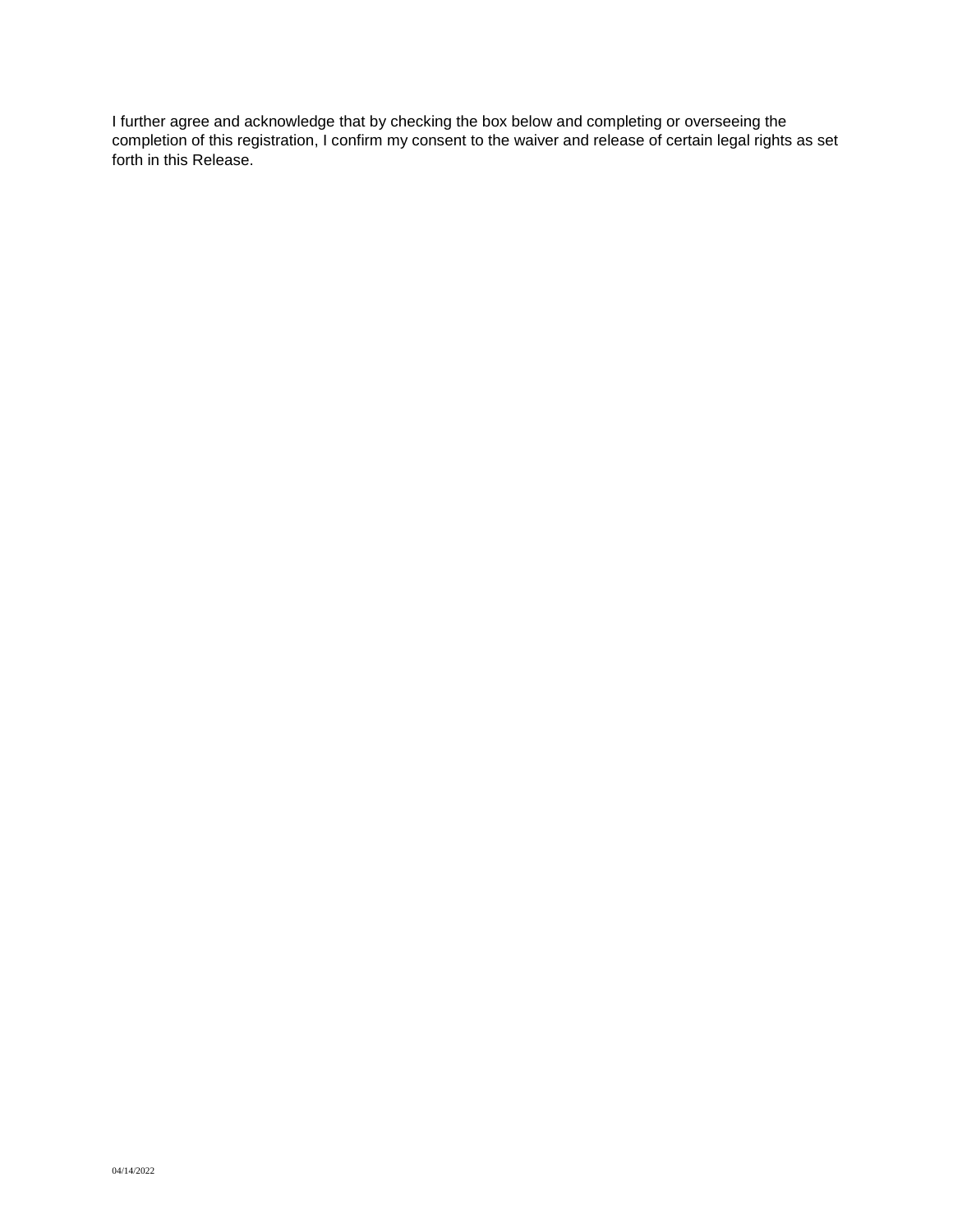I further agree and acknowledge that by checking the box below and completing or overseeing the completion of this registration, I confirm my consent to the waiver and release of certain legal rights as set forth in this Release.

04/14/2022